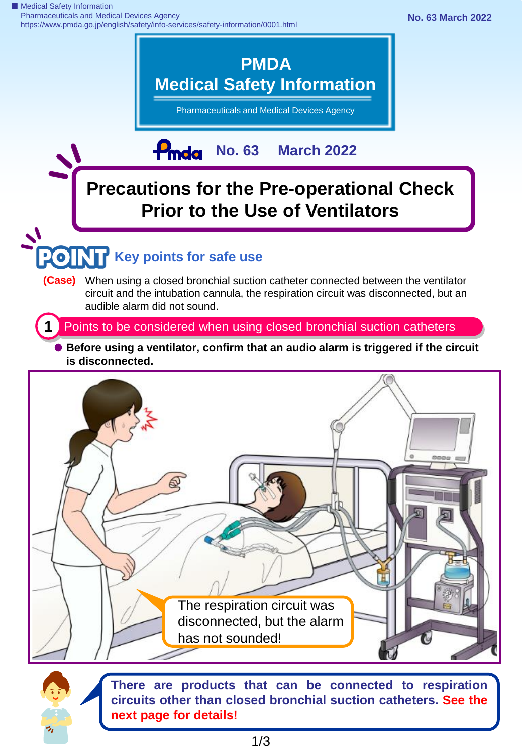# PMDA Medical Safety Information

Pharmaceuticals and Medical Devices Agency

No. 63 March 2022

## Precautions for the Pre-operational Check Prior to the Use of Ventilators

### POINT Key points for safe use

**(Case)** When using a closed bronchial suction catheter connected between the ventilator circuit and the intubation cannula, the respiration circuit was disconnected, but an audible alarm did not sound.

### 1 Points to be considered when using closed bronchial suction catheters

- **Before using a ventilator, confirm that an audio alarm is triggered if the circuit is disconnected.**

The respiration circuit was disconnected, but the alarm has not sounded!

**There are products that can be connected to respiration circuits other than closed bronchial suction catheters. See the next page for details!**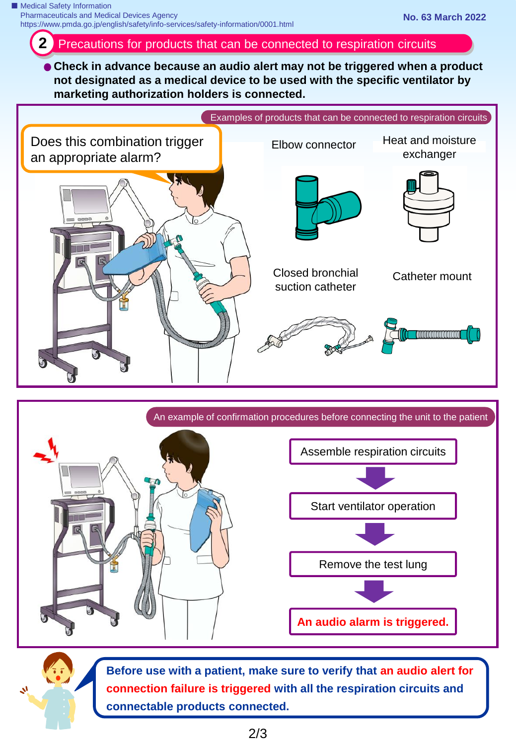## 2 Precautions for products that can be connected to respiration circuits

- **Check in advance because an audio alert may not be triggered when a product not designated as a medical device to be used with the specific ventilator by marketing authorization holders is connected.**

Examples of products that can be connected to respiration circuits

Does this combination trigger an appropriate alarm?

Elbow connector

Heat and moisture exchanger

Closed bronchial suction catheter

Catheter mount

An example of confirmation procedures before connecting the unit to the patient

Assemble respiration circuits

↓

Start ventilator operation

↓

Remove the test lung

↓

**An audio alarm is triggered.**

**Before use with a patient, make sure to verify that an audio alert for connection failure is triggered with all the respiration circuits and connectable products connected.**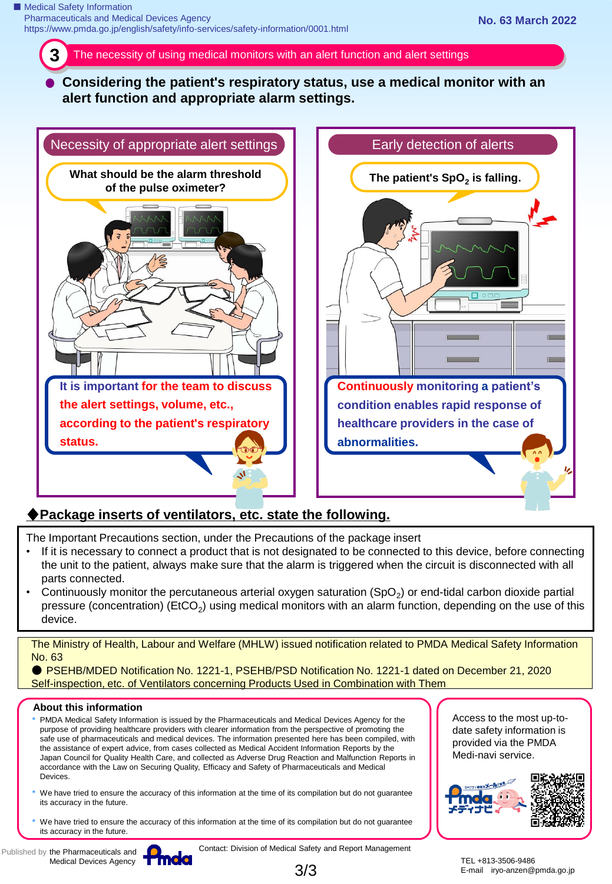## 3 The necessity of using medical monitors with an alert function and alert settings

● **Considering the patient's respiratory status, use a medical monitor with an alert function and appropriate alarm settings.**

### Necessity of appropriate alert settings

**What should be the alarm threshold of the pulse oximeter?**

**It is important for the team to discuss the alert settings, volume, etc., according to the patient's respiratory status.**

### Early detection of alerts

**The patient's $SpO_2$ is falling.**

**Continuously monitoring a patient's condition enables rapid response of healthcare providers in the case of abnormalities.**

### ◆Package inserts of ventilators, etc. state the following.

The Important Precautions section, under the Precautions of the package insert

- If it is necessary to connect a product that is not designated to be connected to this device, before connecting the unit to the patient, always make sure that the alarm is triggered when the circuit is disconnected with all parts connected.
- Continuously monitor the percutaneous arterial oxygen saturation ($SpO_2$) or end-tidal carbon dioxide partial pressure (concentration) ($EtCO_2$) using medical monitors with an alarm function, depending on the use of this device.

The Ministry of Health, Labour and Welfare (MHLW) issued notification related to PMDA Medical Safety Information No. 63

● PSEHB/MDED Notification No. 1221-1, PSEHB/PSD Notification No. 1221-1 dated on December 21, 2020 Self-inspection, etc. of Ventilators concerning Products Used in Combination with Them

**About this information**

* PMDA Medical Safety Information is issued by the Pharmaceuticals and Medical Devices Agency for the purpose of providing healthcare providers with clearer information from the perspective of promoting the safe use of pharmaceuticals and medical devices. The information presented here has been compiled, with the assistance of expert advice, from cases collected as Medical Accident Information Reports by the Japan Council for Quality Health Care, and collected as Adverse Drug Reaction and Malfunction Reports in accordance with the Law on Securing Quality, Efficacy and Safety of Pharmaceuticals and Medical Devices.
* We have tried to ensure the accuracy of this information at the time of its compilation but do not guarantee its accuracy in the future.
* We have tried to ensure the accuracy of this information at the time of its compilation but do not guarantee its accuracy in the future.

Access to the most up-to-date safety information is provided via the PMDA Medi-navi service.

Published by the Pharmaceuticals and Medical Devices Agency

Contact: Division of Medical Safety and Report Management

TEL +813-3506-9486
E-mail iryo-anzen@pmda.go.jp